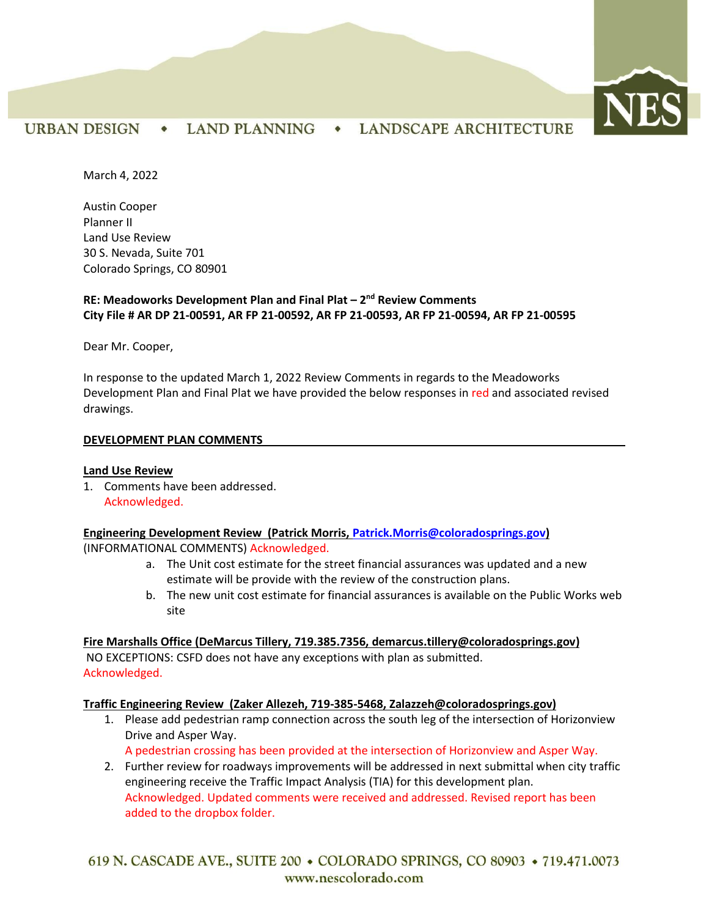URBAN DESIGN • LAND PLANNING • LANDSCAPE ARCHITECTURE

March 4, 2022

Austin Cooper
Planner II
Land Use Review
30 S. Nevada, Suite 701
Colorado Springs, CO 80901

**RE: Meadoworks Development Plan and Final Plat – 2nd Review Comments**
**City File # AR DP 21-00591, AR FP 21-00592, AR FP 21-00593, AR FP 21-00594, AR FP 21-00595**

Dear Mr. Cooper,

In response to the updated March 1, 2022 Review Comments in regards to the Meadoworks Development Plan and Final Plat we have provided the below responses in red and associated revised drawings.

**DEVELOPMENT PLAN COMMENTS**

**Land Use Review**

1. Comments have been addressed.
   Acknowledged.

**Engineering Development Review (Patrick Morris, Patrick.Morris@coloradosprings.gov)**

(INFORMATIONAL COMMENTS) Acknowledged.

a. The Unit cost estimate for the street financial assurances was updated and a new estimate will be provide with the review of the construction plans.
b. The new unit cost estimate for financial assurances is available on the Public Works web site

**Fire Marshalls Office (DeMarcus Tillery, 719.385.7356, demarcus.tillery@coloradosprings.gov)**

NO EXCEPTIONS: CSFD does not have any exceptions with plan as submitted.
Acknowledged.

**Traffic Engineering Review (Zaker Allezeh, 719-385-5468, Zalazzeh@coloradosprings.gov)**

1. Please add pedestrian ramp connection across the south leg of the intersection of Horizonview Drive and Asper Way.
   A pedestrian crossing has been provided at the intersection of Horizonview and Asper Way.
2. Further review for roadways improvements will be addressed in next submittal when city traffic engineering receive the Traffic Impact Analysis (TIA) for this development plan.
   Acknowledged. Updated comments were received and addressed. Revised report has been added to the dropbox folder.

619 N. CASCADE AVE., SUITE 200 • COLORADO SPRINGS, CO 80903 • 719.471.0073
www.nescolorado.com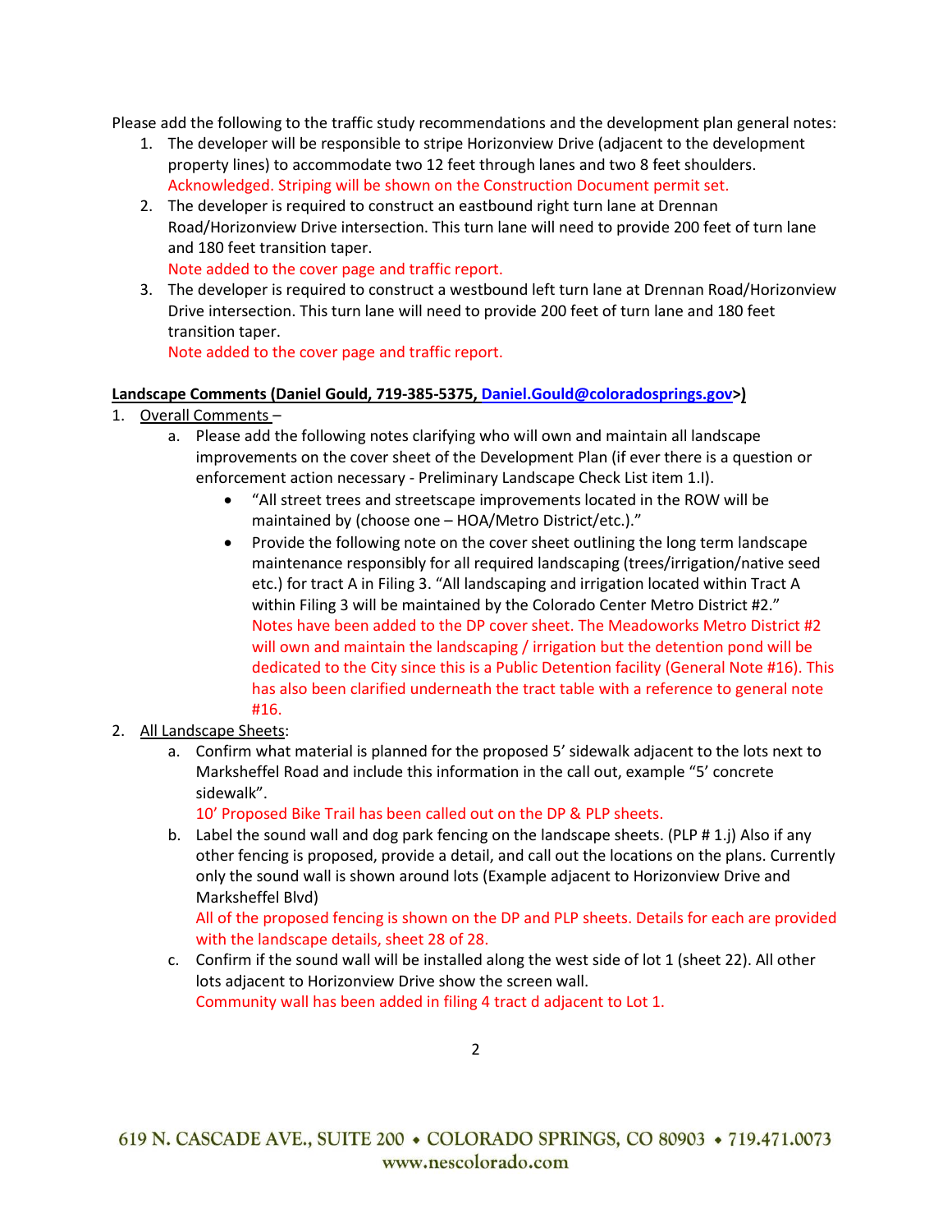Please add the following to the traffic study recommendations and the development plan general notes:

1. The developer will be responsible to stripe Horizonview Drive (adjacent to the development property lines) to accommodate two 12 feet through lanes and two 8 feet shoulders.
   Acknowledged. Striping will be shown on the Construction Document permit set.
2. The developer is required to construct an eastbound right turn lane at Drennan Road/Horizonview Drive intersection. This turn lane will need to provide 200 feet of turn lane and 180 feet transition taper.
   Note added to the cover page and traffic report.
3. The developer is required to construct a westbound left turn lane at Drennan Road/Horizonview Drive intersection. This turn lane will need to provide 200 feet of turn lane and 180 feet transition taper.
   Note added to the cover page and traffic report.

**Landscape Comments (Daniel Gould, 719-385-5375, Daniel.Gould@coloradosprings.gov>)**

1. Overall Comments –
   a. Please add the following notes clarifying who will own and maintain all landscape improvements on the cover sheet of the Development Plan (if ever there is a question or enforcement action necessary - Preliminary Landscape Check List item 1.I).
      - "All street trees and streetscape improvements located in the ROW will be maintained by (choose one – HOA/Metro District/etc.)."
      - Provide the following note on the cover sheet outlining the long term landscape maintenance responsibly for all required landscaping (trees/irrigation/native seed etc.) for tract A in Filing 3. "All landscaping and irrigation located within Tract A within Filing 3 will be maintained by the Colorado Center Metro District #2."
        Notes have been added to the DP cover sheet. The Meadoworks Metro District #2 will own and maintain the landscaping / irrigation but the detention pond will be dedicated to the City since this is a Public Detention facility (General Note #16). This has also been clarified underneath the tract table with a reference to general note #16.
2. All Landscape Sheets:
   a. Confirm what material is planned for the proposed 5' sidewalk adjacent to the lots next to Marksheffel Road and include this information in the call out, example "5' concrete sidewalk".
      10' Proposed Bike Trail has been called out on the DP & PLP sheets.
   b. Label the sound wall and dog park fencing on the landscape sheets. (PLP # 1.j) Also if any other fencing is proposed, provide a detail, and call out the locations on the plans. Currently only the sound wall is shown around lots (Example adjacent to Horizonview Drive and Marksheffel Blvd)
      All of the proposed fencing is shown on the DP and PLP sheets. Details for each are provided with the landscape details, sheet 28 of 28.
   c. Confirm if the sound wall will be installed along the west side of lot 1 (sheet 22). All other lots adjacent to Horizonview Drive show the screen wall.
      Community wall has been added in filing 4 tract d adjacent to Lot 1.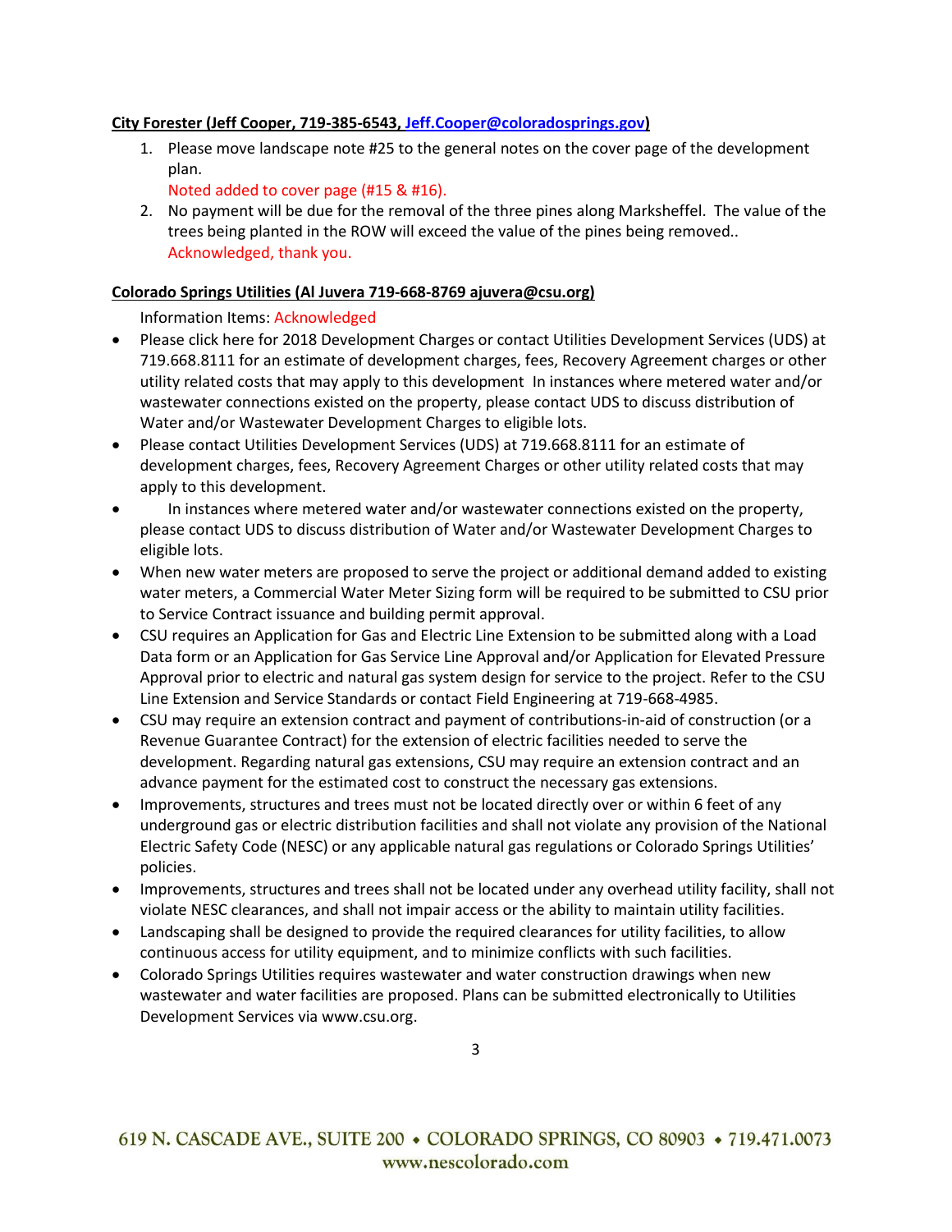**City Forester (Jeff Cooper, 719-385-6543, Jeff.Cooper@coloradosprings.gov)**

1. Please move landscape note #25 to the general notes on the cover page of the development plan.
   Noted added to cover page (#15 & #16).
2. No payment will be due for the removal of the three pines along Marksheffel. The value of the trees being planted in the ROW will exceed the value of the pines being removed..
   Acknowledged, thank you.

**Colorado Springs Utilities (Al Juvera 719-668-8769 ajuvera@csu.org)**

Information Items: Acknowledged

- Please click here for 2018 Development Charges or contact Utilities Development Services (UDS) at 719.668.8111 for an estimate of development charges, fees, Recovery Agreement charges or other utility related costs that may apply to this development In instances where metered water and/or wastewater connections existed on the property, please contact UDS to discuss distribution of Water and/or Wastewater Development Charges to eligible lots.
- Please contact Utilities Development Services (UDS) at 719.668.8111 for an estimate of development charges, fees, Recovery Agreement Charges or other utility related costs that may apply to this development.
- In instances where metered water and/or wastewater connections existed on the property, please contact UDS to discuss distribution of Water and/or Wastewater Development Charges to eligible lots.
- When new water meters are proposed to serve the project or additional demand added to existing water meters, a Commercial Water Meter Sizing form will be required to be submitted to CSU prior to Service Contract issuance and building permit approval.
- CSU requires an Application for Gas and Electric Line Extension to be submitted along with a Load Data form or an Application for Gas Service Line Approval and/or Application for Elevated Pressure Approval prior to electric and natural gas system design for service to the project. Refer to the CSU Line Extension and Service Standards or contact Field Engineering at 719-668-4985.
- CSU may require an extension contract and payment of contributions-in-aid of construction (or a Revenue Guarantee Contract) for the extension of electric facilities needed to serve the development. Regarding natural gas extensions, CSU may require an extension contract and an advance payment for the estimated cost to construct the necessary gas extensions.
- Improvements, structures and trees must not be located directly over or within 6 feet of any underground gas or electric distribution facilities and shall not violate any provision of the National Electric Safety Code (NESC) or any applicable natural gas regulations or Colorado Springs Utilities' policies.
- Improvements, structures and trees shall not be located under any overhead utility facility, shall not violate NESC clearances, and shall not impair access or the ability to maintain utility facilities.
- Landscaping shall be designed to provide the required clearances for utility facilities, to allow continuous access for utility equipment, and to minimize conflicts with such facilities.
- Colorado Springs Utilities requires wastewater and water construction drawings when new wastewater and water facilities are proposed. Plans can be submitted electronically to Utilities Development Services via www.csu.org.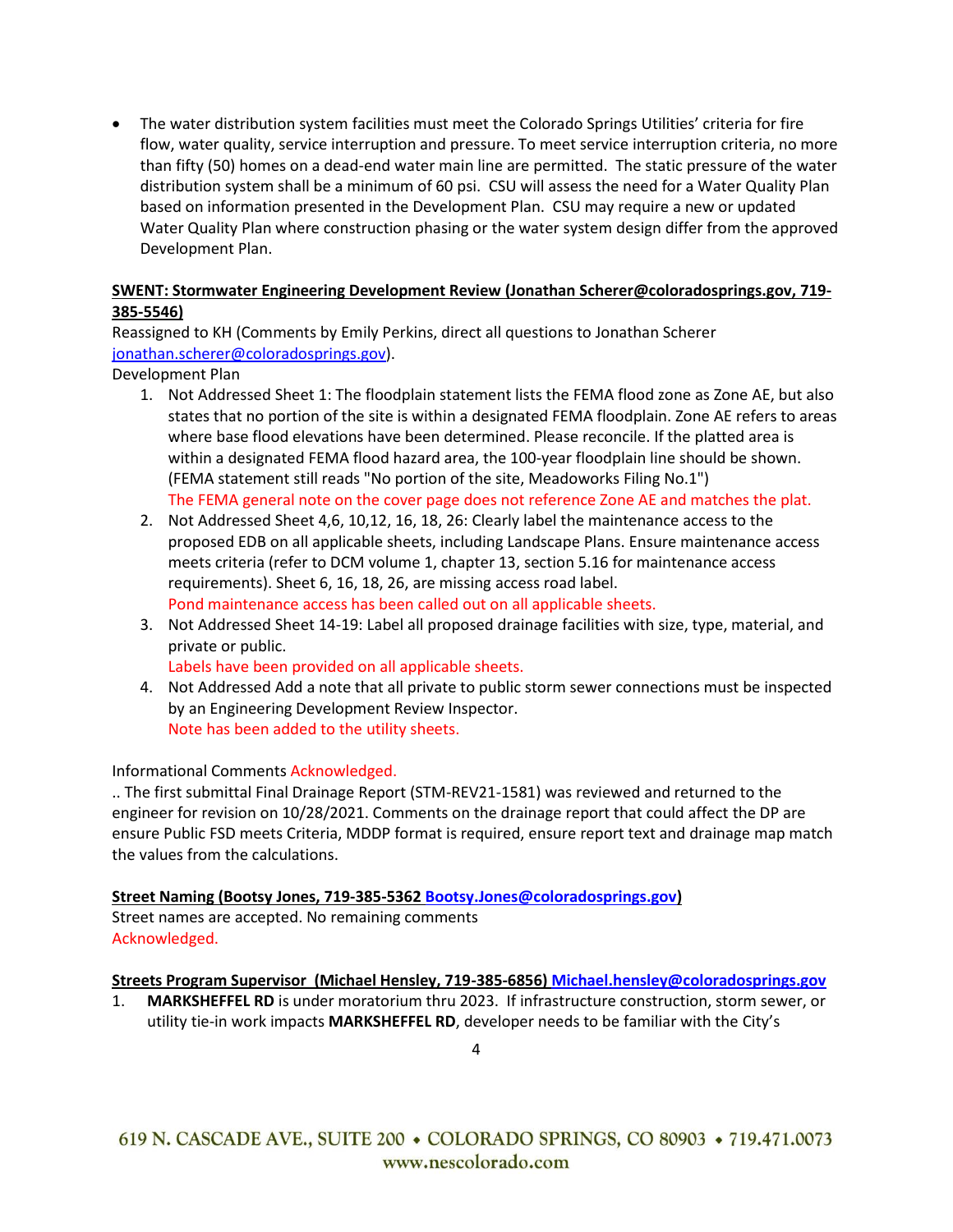- The water distribution system facilities must meet the Colorado Springs Utilities' criteria for fire flow, water quality, service interruption and pressure. To meet service interruption criteria, no more than fifty (50) homes on a dead-end water main line are permitted. The static pressure of the water distribution system shall be a minimum of 60 psi. CSU will assess the need for a Water Quality Plan based on information presented in the Development Plan. CSU may require a new or updated Water Quality Plan where construction phasing or the water system design differ from the approved Development Plan.

**SWENT: Stormwater Engineering Development Review (Jonathan Scherer@coloradosprings.gov, 719-385-5546)**

Reassigned to KH (Comments by Emily Perkins, direct all questions to Jonathan Scherer jonathan.scherer@coloradosprings.gov).

Development Plan

1. Not Addressed Sheet 1: The floodplain statement lists the FEMA flood zone as Zone AE, but also states that no portion of the site is within a designated FEMA floodplain. Zone AE refers to areas where base flood elevations have been determined. Please reconcile. If the platted area is within a designated FEMA flood hazard area, the 100-year floodplain line should be shown. (FEMA statement still reads "No portion of the site, Meadoworks Filing No.1")
   The FEMA general note on the cover page does not reference Zone AE and matches the plat.
2. Not Addressed Sheet 4,6, 10,12, 16, 18, 26: Clearly label the maintenance access to the proposed EDB on all applicable sheets, including Landscape Plans. Ensure maintenance access meets criteria (refer to DCM volume 1, chapter 13, section 5.16 for maintenance access requirements). Sheet 6, 16, 18, 26, are missing access road label.
   Pond maintenance access has been called out on all applicable sheets.
3. Not Addressed Sheet 14-19: Label all proposed drainage facilities with size, type, material, and private or public.
   Labels have been provided on all applicable sheets.
4. Not Addressed Add a note that all private to public storm sewer connections must be inspected by an Engineering Development Review Inspector.
   Note has been added to the utility sheets.

Informational Comments Acknowledged.

.. The first submittal Final Drainage Report (STM-REV21-1581) was reviewed and returned to the engineer for revision on 10/28/2021. Comments on the drainage report that could affect the DP are ensure Public FSD meets Criteria, MDDP format is required, ensure report text and drainage map match the values from the calculations.

**Street Naming (Bootsy Jones, 719-385-5362 Bootsy.Jones@coloradosprings.gov)**

Street names are accepted. No remaining comments

Acknowledged.

**Streets Program Supervisor (Michael Hensley, 719-385-6856) Michael.hensley@coloradosprings.gov**

1. **MARKSHEFFEL RD** is under moratorium thru 2023. If infrastructure construction, storm sewer, or utility tie-in work impacts **MARKSHEFFEL RD**, developer needs to be familiar with the City's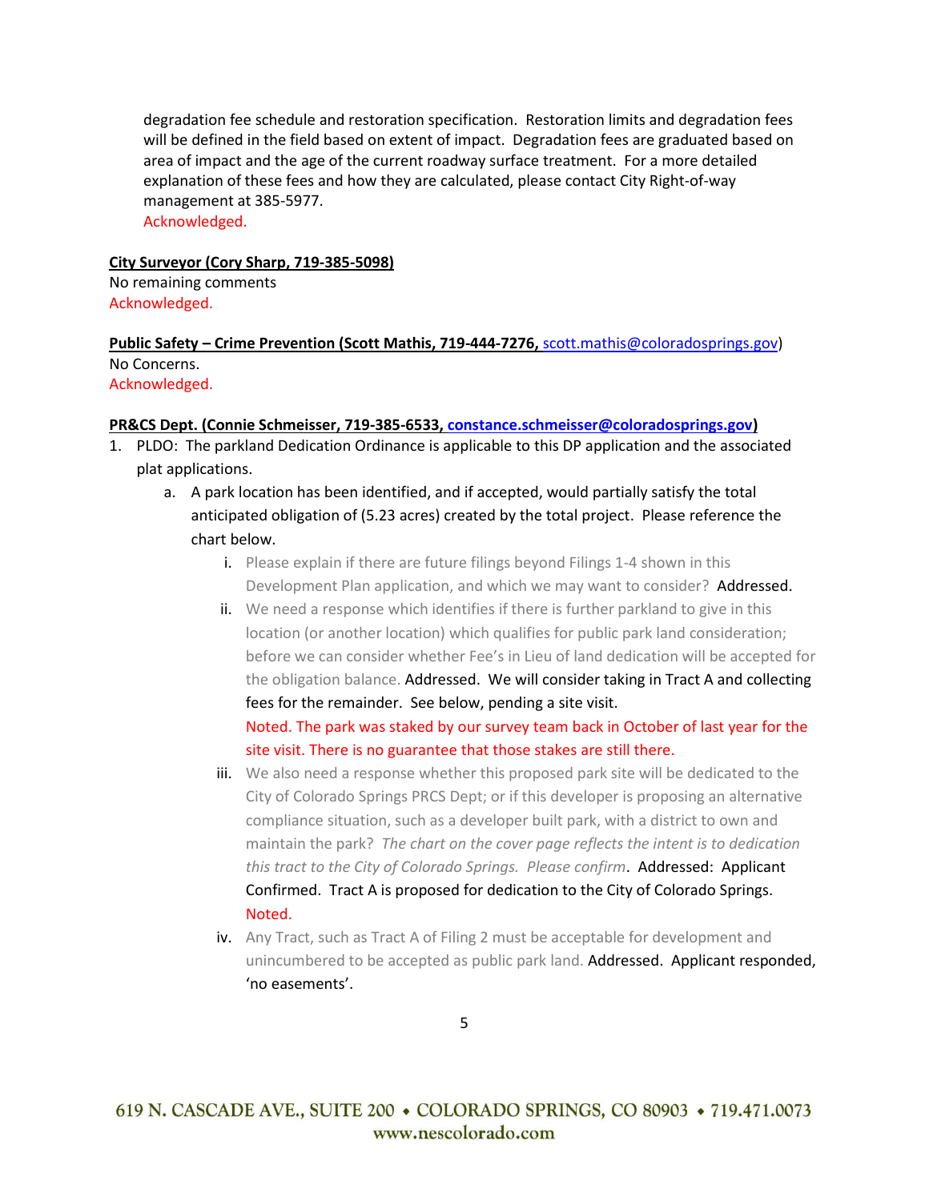degradation fee schedule and restoration specification. Restoration limits and degradation fees will be defined in the field based on extent of impact. Degradation fees are graduated based on area of impact and the age of the current roadway surface treatment. For a more detailed explanation of these fees and how they are calculated, please contact City Right-of-way management at 385-5977.
Acknowledged.

**City Surveyor (Cory Sharp, 719-385-5098)**
No remaining comments
Acknowledged.

**Public Safety – Crime Prevention (Scott Mathis, 719-444-7276,** scott.mathis@coloradosprings.gov)
No Concerns.
Acknowledged.

**PR&CS Dept. (Connie Schmeisser, 719-385-6533, constance.schmeisser@coloradosprings.gov)**

1. PLDO: The parkland Dedication Ordinance is applicable to this DP application and the associated plat applications.
   a. A park location has been identified, and if accepted, would partially satisfy the total anticipated obligation of (5.23 acres) created by the total project. Please reference the chart below.
      i. Please explain if there are future filings beyond Filings 1-4 shown in this Development Plan application, and which we may want to consider? Addressed.
      ii. We need a response which identifies if there is further parkland to give in this location (or another location) which qualifies for public park land consideration; before we can consider whether Fee's in Lieu of land dedication will be accepted for the obligation balance. Addressed. We will consider taking in Tract A and collecting fees for the remainder. See below, pending a site visit.
      Noted. The park was staked by our survey team back in October of last year for the site visit. There is no guarantee that those stakes are still there.
      iii. We also need a response whether this proposed park site will be dedicated to the City of Colorado Springs PRCS Dept; or if this developer is proposing an alternative compliance situation, such as a developer built park, with a district to own and maintain the park? *The chart on the cover page reflects the intent is to dedication this tract to the City of Colorado Springs. Please confirm*. Addressed: Applicant Confirmed. Tract A is proposed for dedication to the City of Colorado Springs.
      Noted.
      iv. Any Tract, such as Tract A of Filing 2 must be acceptable for development and unincumbered to be accepted as public park land. Addressed. Applicant responded, 'no easements'.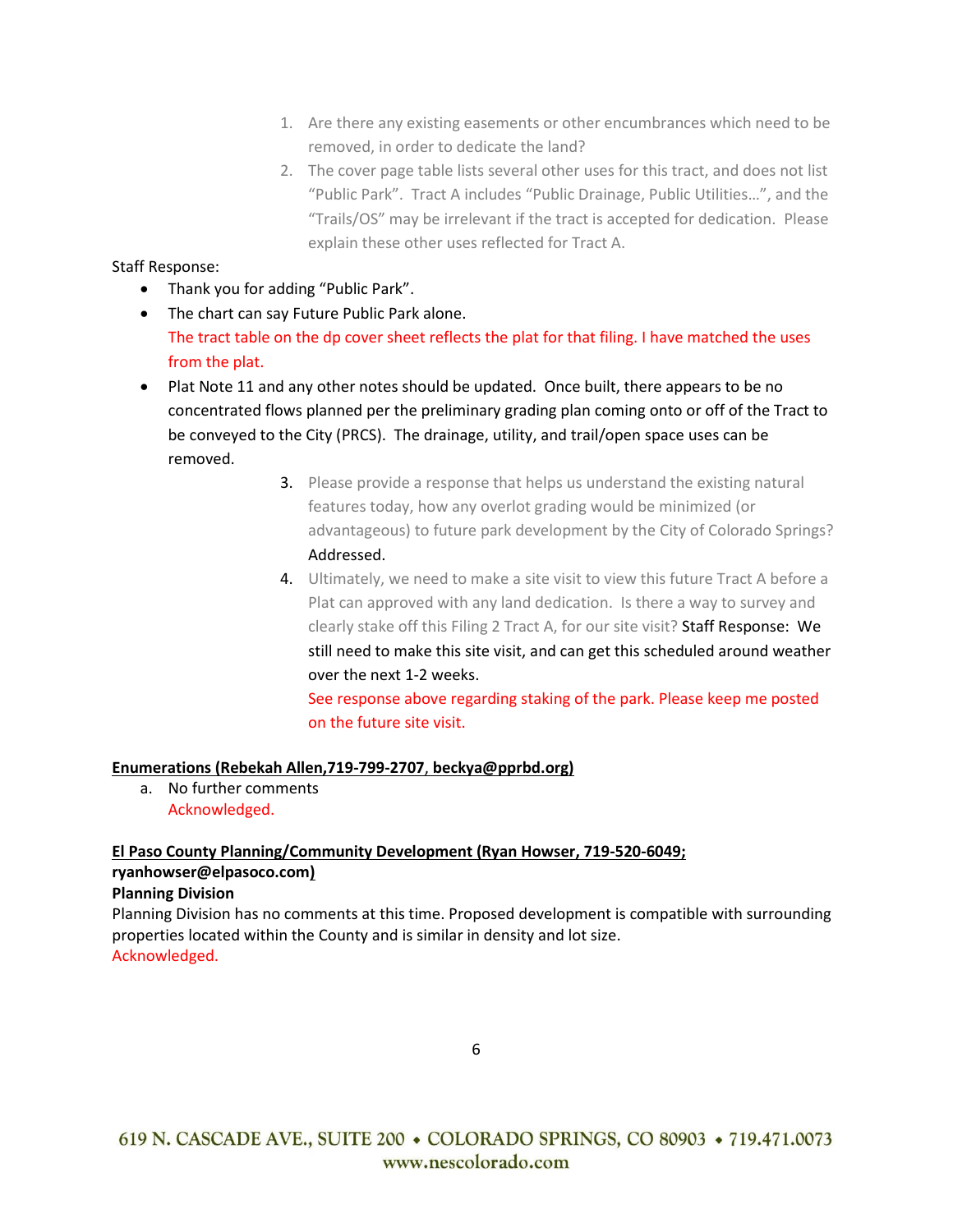1. Are there any existing easements or other encumbrances which need to be removed, in order to dedicate the land?
2. The cover page table lists several other uses for this tract, and does not list "Public Park". Tract A includes "Public Drainage, Public Utilities…", and the "Trails/OS" may be irrelevant if the tract is accepted for dedication. Please explain these other uses reflected for Tract A.

Staff Response:

- Thank you for adding "Public Park".
- The chart can say Future Public Park alone.
  The tract table on the dp cover sheet reflects the plat for that filing. I have matched the uses from the plat.
- Plat Note 11 and any other notes should be updated. Once built, there appears to be no concentrated flows planned per the preliminary grading plan coming onto or off of the Tract to be conveyed to the City (PRCS). The drainage, utility, and trail/open space uses can be removed.

3. Please provide a response that helps us understand the existing natural features today, how any overlot grading would be minimized (or advantageous) to future park development by the City of Colorado Springs? Addressed.
4. Ultimately, we need to make a site visit to view this future Tract A before a Plat can approved with any land dedication. Is there a way to survey and clearly stake off this Filing 2 Tract A, for our site visit? Staff Response: We still need to make this site visit, and can get this scheduled around weather over the next 1-2 weeks.
   See response above regarding staking of the park. Please keep me posted on the future site visit.

**Enumerations (Rebekah Allen,719-799-2707, beckya@pprbd.org)**

a. No further comments
   Acknowledged.

**El Paso County Planning/Community Development (Ryan Howser, 719-520-6049; ryanhowser@elpasoco.com)**

**Planning Division**

Planning Division has no comments at this time. Proposed development is compatible with surrounding properties located within the County and is similar in density and lot size.
Acknowledged.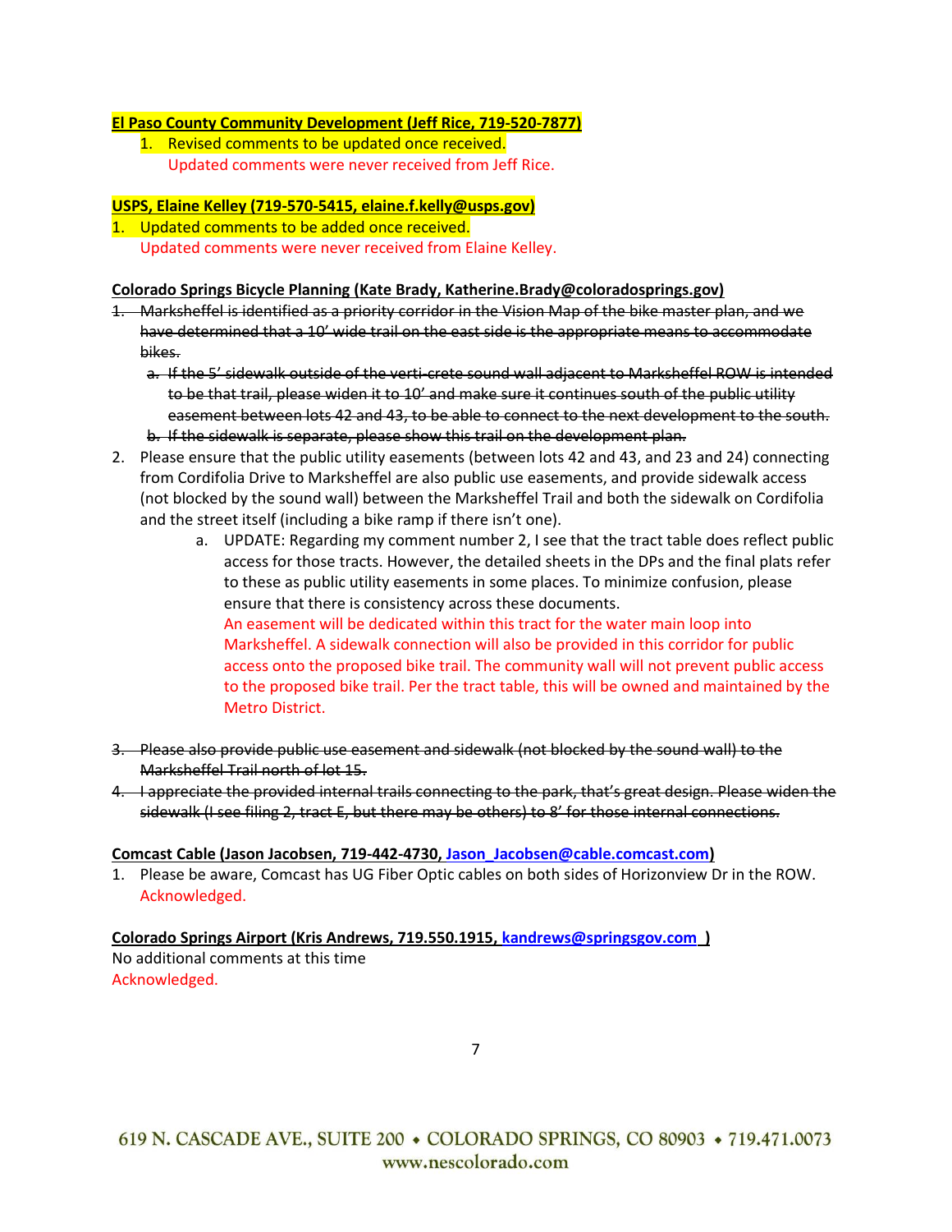**El Paso County Community Development (Jeff Rice, 719-520-7877)**

1. Revised comments to be updated once received.
   Updated comments were never received from Jeff Rice.

**USPS, Elaine Kelley (719-570-5415, elaine.f.kelly@usps.gov)**

1. Updated comments to be added once received.
   Updated comments were never received from Elaine Kelley.

**Colorado Springs Bicycle Planning (Kate Brady, Katherine.Brady@coloradosprings.gov)**

1. ~~Marksheffel is identified as a priority corridor in the Vision Map of the bike master plan, and we have determined that a 10' wide trail on the east side is the appropriate means to accommodate bikes.~~
   a. ~~If the 5' sidewalk outside of the verti-crete sound wall adjacent to Marksheffel ROW is intended to be that trail, please widen it to 10' and make sure it continues south of the public utility easement between lots 42 and 43, to be able to connect to the next development to the south.~~
   b. ~~If the sidewalk is separate, please show this trail on the development plan.~~
2. Please ensure that the public utility easements (between lots 42 and 43, and 23 and 24) connecting from Cordifolia Drive to Marksheffel are also public use easements, and provide sidewalk access (not blocked by the sound wall) between the Marksheffel Trail and both the sidewalk on Cordifolia and the street itself (including a bike ramp if there isn't one).
   a. UPDATE: Regarding my comment number 2, I see that the tract table does reflect public access for those tracts. However, the detailed sheets in the DPs and the final plats refer to these as public utility easements in some places. To minimize confusion, please ensure that there is consistency across these documents.
      An easement will be dedicated within this tract for the water main loop into Marksheffel. A sidewalk connection will also be provided in this corridor for public access onto the proposed bike trail. The community wall will not prevent public access to the proposed bike trail. Per the tract table, this will be owned and maintained by the Metro District.
3. ~~Please also provide public use easement and sidewalk (not blocked by the sound wall) to the Marksheffel Trail north of lot 15.~~
4. ~~I appreciate the provided internal trails connecting to the park, that's great design. Please widen the sidewalk (I see filing 2, tract E, but there may be others) to 8' for those internal connections.~~

**Comcast Cable (Jason Jacobsen, 719-442-4730, Jason_Jacobsen@cable.comcast.com)**

1. Please be aware, Comcast has UG Fiber Optic cables on both sides of Horizonview Dr in the ROW.
   Acknowledged.

**Colorado Springs Airport (Kris Andrews, 719.550.1915, kandrews@springsgov.com )**

No additional comments at this time
Acknowledged.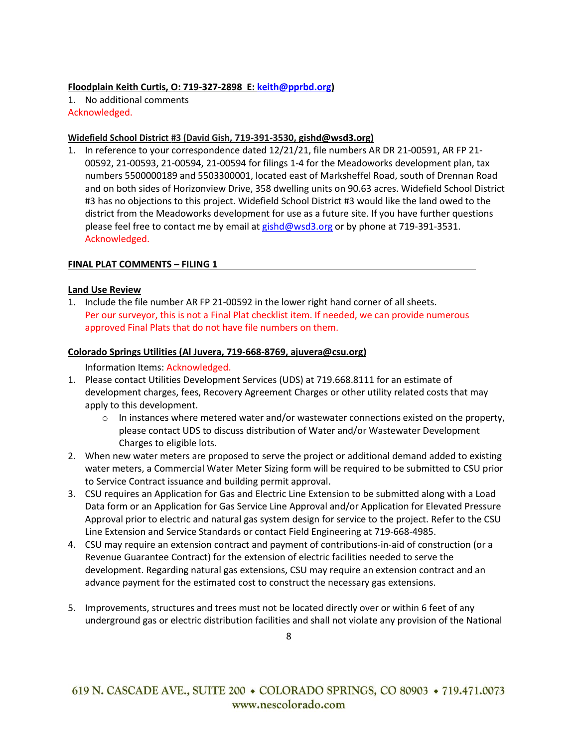**Floodplain Keith Curtis, O: 719-327-2898 E: keith@pprbd.org)**

1. No additional comments

Acknowledged.

**Widefield School District #3 (David Gish, 719-391-3530, gishd@wsd3.org)**

1. In reference to your correspondence dated 12/21/21, file numbers AR DR 21-00591, AR FP 21-00592, 21-00593, 21-00594, 21-00594 for filings 1-4 for the Meadoworks development plan, tax numbers 5500000189 and 5503300001, located east of Marksheffel Road, south of Drennan Road and on both sides of Horizonview Drive, 358 dwelling units on 90.63 acres. Widefield School District #3 has no objections to this project. Widefield School District #3 would like the land owed to the district from the Meadoworks development for use as a future site. If you have further questions please feel free to contact me by email at gishd@wsd3.org or by phone at 719-391-3531.
   Acknowledged.

**FINAL PLAT COMMENTS – FILING 1**

**Land Use Review**

1. Include the file number AR FP 21-00592 in the lower right hand corner of all sheets.
   Per our surveyor, this is not a Final Plat checklist item. If needed, we can provide numerous approved Final Plats that do not have file numbers on them.

**Colorado Springs Utilities (Al Juvera, 719-668-8769, ajuvera@csu.org)**

Information Items: Acknowledged.

1. Please contact Utilities Development Services (UDS) at 719.668.8111 for an estimate of development charges, fees, Recovery Agreement Charges or other utility related costs that may apply to this development.
   - In instances where metered water and/or wastewater connections existed on the property, please contact UDS to discuss distribution of Water and/or Wastewater Development Charges to eligible lots.
2. When new water meters are proposed to serve the project or additional demand added to existing water meters, a Commercial Water Meter Sizing form will be required to be submitted to CSU prior to Service Contract issuance and building permit approval.
3. CSU requires an Application for Gas and Electric Line Extension to be submitted along with a Load Data form or an Application for Gas Service Line Approval and/or Application for Elevated Pressure Approval prior to electric and natural gas system design for service to the project. Refer to the CSU Line Extension and Service Standards or contact Field Engineering at 719-668-4985.
4. CSU may require an extension contract and payment of contributions-in-aid of construction (or a Revenue Guarantee Contract) for the extension of electric facilities needed to serve the development. Regarding natural gas extensions, CSU may require an extension contract and an advance payment for the estimated cost to construct the necessary gas extensions.
5. Improvements, structures and trees must not be located directly over or within 6 feet of any underground gas or electric distribution facilities and shall not violate any provision of the National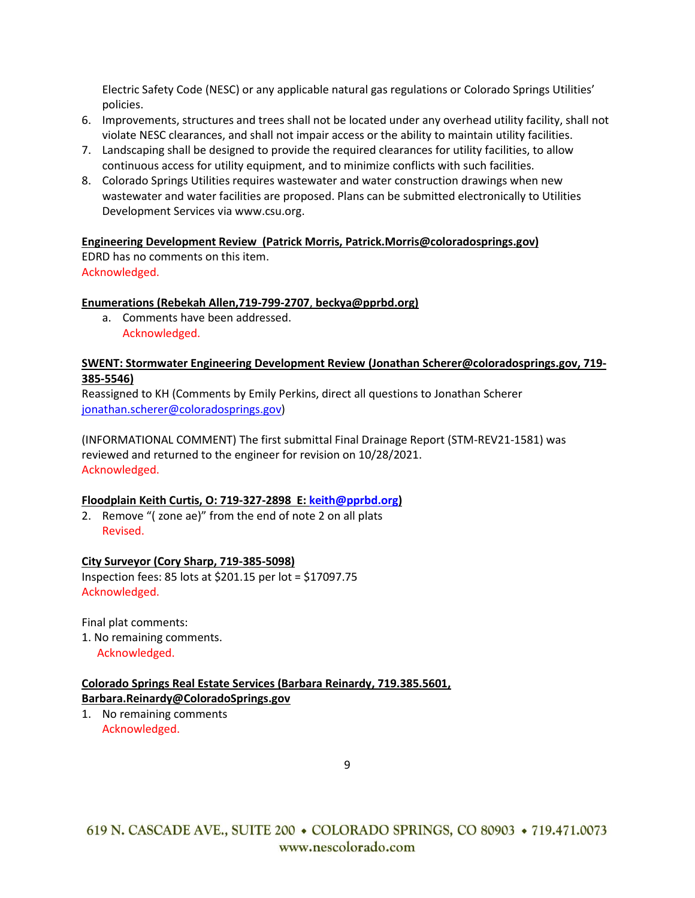Electric Safety Code (NESC) or any applicable natural gas regulations or Colorado Springs Utilities' policies.

6. Improvements, structures and trees shall not be located under any overhead utility facility, shall not violate NESC clearances, and shall not impair access or the ability to maintain utility facilities.
7. Landscaping shall be designed to provide the required clearances for utility facilities, to allow continuous access for utility equipment, and to minimize conflicts with such facilities.
8. Colorado Springs Utilities requires wastewater and water construction drawings when new wastewater and water facilities are proposed. Plans can be submitted electronically to Utilities Development Services via www.csu.org.

**Engineering Development Review (Patrick Morris, Patrick.Morris@coloradosprings.gov)**

EDRD has no comments on this item.
Acknowledged.

**Enumerations (Rebekah Allen,719-799-2707, beckya@pprbd.org)**

a. Comments have been addressed.
   Acknowledged.

**SWENT: Stormwater Engineering Development Review (Jonathan Scherer@coloradosprings.gov, 719-385-5546)**

Reassigned to KH (Comments by Emily Perkins, direct all questions to Jonathan Scherer jonathan.scherer@coloradosprings.gov)

(INFORMATIONAL COMMENT) The first submittal Final Drainage Report (STM-REV21-1581) was reviewed and returned to the engineer for revision on 10/28/2021.
Acknowledged.

**Floodplain Keith Curtis, O: 719-327-2898 E: keith@pprbd.org)**

2. Remove "( zone ae)" from the end of note 2 on all plats
   Revised.

**City Surveyor (Cory Sharp, 719-385-5098)**

Inspection fees: 85 lots at $201.15 per lot = $17097.75
Acknowledged.

Final plat comments:
1. No remaining comments.
   Acknowledged.

**Colorado Springs Real Estate Services (Barbara Reinardy, 719.385.5601, Barbara.Reinardy@ColoradoSprings.gov**

1. No remaining comments
   Acknowledged.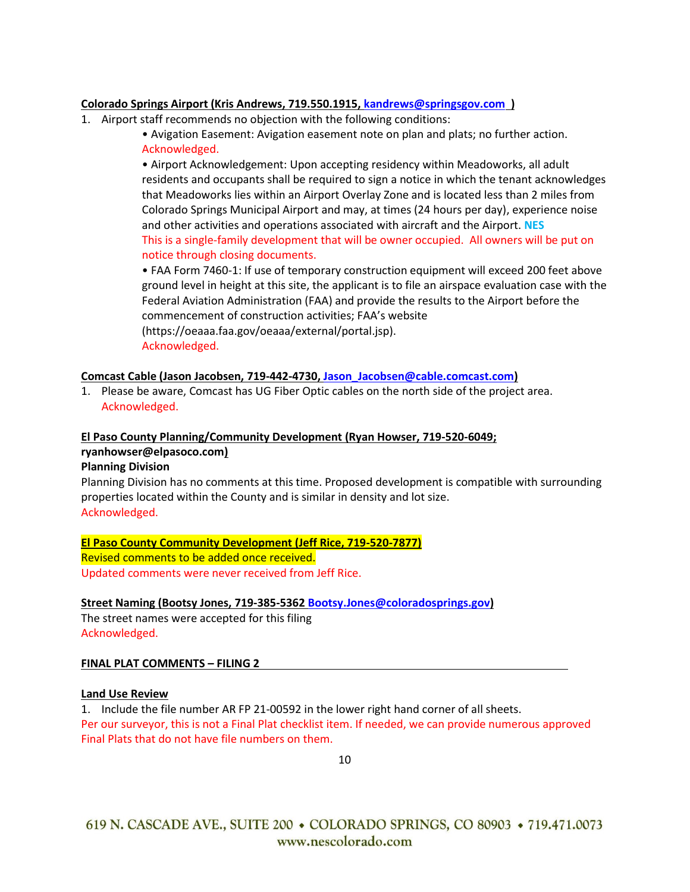**Colorado Springs Airport (Kris Andrews, 719.550.1915, kandrews@springsgov.com )**

1. Airport staff recommends no objection with the following conditions:
   - Avigation Easement: Avigation easement note on plan and plats; no further action.
     Acknowledged.
   - Airport Acknowledgement: Upon accepting residency within Meadoworks, all adult residents and occupants shall be required to sign a notice in which the tenant acknowledges that Meadoworks lies within an Airport Overlay Zone and is located less than 2 miles from Colorado Springs Municipal Airport and may, at times (24 hours per day), experience noise and other activities and operations associated with aircraft and the Airport. **NES**
     This is a single-family development that will be owner occupied. All owners will be put on notice through closing documents.
   - FAA Form 7460-1: If use of temporary construction equipment will exceed 200 feet above ground level in height at this site, the applicant is to file an airspace evaluation case with the Federal Aviation Administration (FAA) and provide the results to the Airport before the commencement of construction activities; FAA's website (https://oeaaa.faa.gov/oeaaa/external/portal.jsp).
     Acknowledged.

**Comcast Cable (Jason Jacobsen, 719-442-4730, Jason_Jacobsen@cable.comcast.com)**

1. Please be aware, Comcast has UG Fiber Optic cables on the north side of the project area.
   Acknowledged.

**El Paso County Planning/Community Development (Ryan Howser, 719-520-6049; ryanhowser@elpasoco.com)**

**Planning Division**

Planning Division has no comments at this time. Proposed development is compatible with surrounding properties located within the County and is similar in density and lot size.

Acknowledged.

**El Paso County Community Development (Jeff Rice, 719-520-7877)**

Revised comments to be added once received.

Updated comments were never received from Jeff Rice.

**Street Naming (Bootsy Jones, 719-385-5362 Bootsy.Jones@coloradosprings.gov)**

The street names were accepted for this filing

Acknowledged.

**FINAL PLAT COMMENTS – FILING 2**

**Land Use Review**

1. Include the file number AR FP 21-00592 in the lower right hand corner of all sheets.

Per our surveyor, this is not a Final Plat checklist item. If needed, we can provide numerous approved Final Plats that do not have file numbers on them.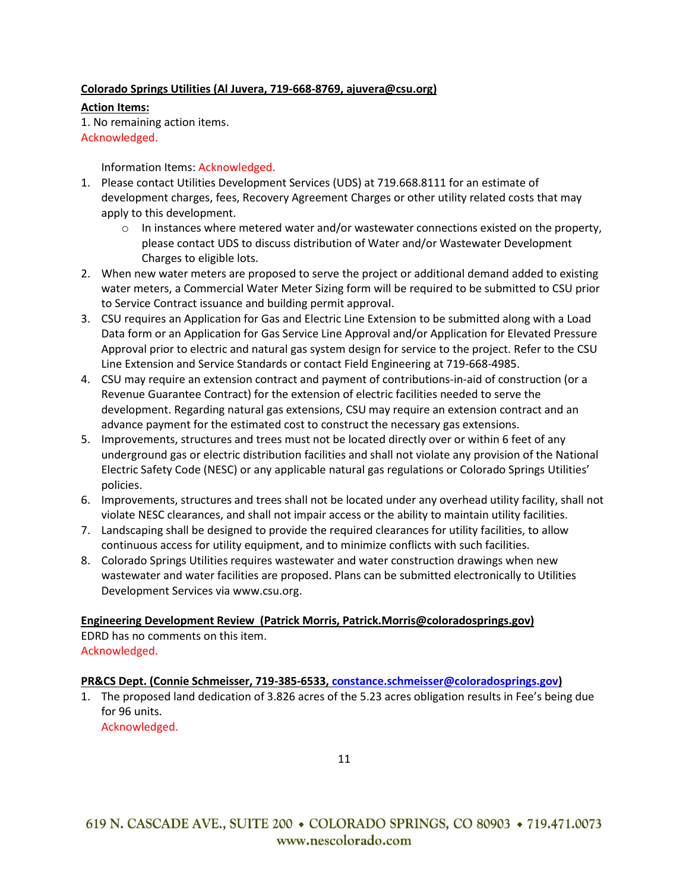**Colorado Springs Utilities (Al Juvera, 719-668-8769, ajuvera@csu.org)**

**Action Items:**

1. No remaining action items.
Acknowledged.

Information Items: Acknowledged.

1. Please contact Utilities Development Services (UDS) at 719.668.8111 for an estimate of development charges, fees, Recovery Agreement Charges or other utility related costs that may apply to this development.
   - In instances where metered water and/or wastewater connections existed on the property, please contact UDS to discuss distribution of Water and/or Wastewater Development Charges to eligible lots.
2. When new water meters are proposed to serve the project or additional demand added to existing water meters, a Commercial Water Meter Sizing form will be required to be submitted to CSU prior to Service Contract issuance and building permit approval.
3. CSU requires an Application for Gas and Electric Line Extension to be submitted along with a Load Data form or an Application for Gas Service Line Approval and/or Application for Elevated Pressure Approval prior to electric and natural gas system design for service to the project. Refer to the CSU Line Extension and Service Standards or contact Field Engineering at 719-668-4985.
4. CSU may require an extension contract and payment of contributions-in-aid of construction (or a Revenue Guarantee Contract) for the extension of electric facilities needed to serve the development. Regarding natural gas extensions, CSU may require an extension contract and an advance payment for the estimated cost to construct the necessary gas extensions.
5. Improvements, structures and trees must not be located directly over or within 6 feet of any underground gas or electric distribution facilities and shall not violate any provision of the National Electric Safety Code (NESC) or any applicable natural gas regulations or Colorado Springs Utilities' policies.
6. Improvements, structures and trees shall not be located under any overhead utility facility, shall not violate NESC clearances, and shall not impair access or the ability to maintain utility facilities.
7. Landscaping shall be designed to provide the required clearances for utility facilities, to allow continuous access for utility equipment, and to minimize conflicts with such facilities.
8. Colorado Springs Utilities requires wastewater and water construction drawings when new wastewater and water facilities are proposed. Plans can be submitted electronically to Utilities Development Services via www.csu.org.

**Engineering Development Review (Patrick Morris, Patrick.Morris@coloradosprings.gov)**

EDRD has no comments on this item.
Acknowledged.

**PR&CS Dept. (Connie Schmeisser, 719-385-6533, constance.schmeisser@coloradosprings.gov)**

1. The proposed land dedication of 3.826 acres of the 5.23 acres obligation results in Fee's being due for 96 units.
   Acknowledged.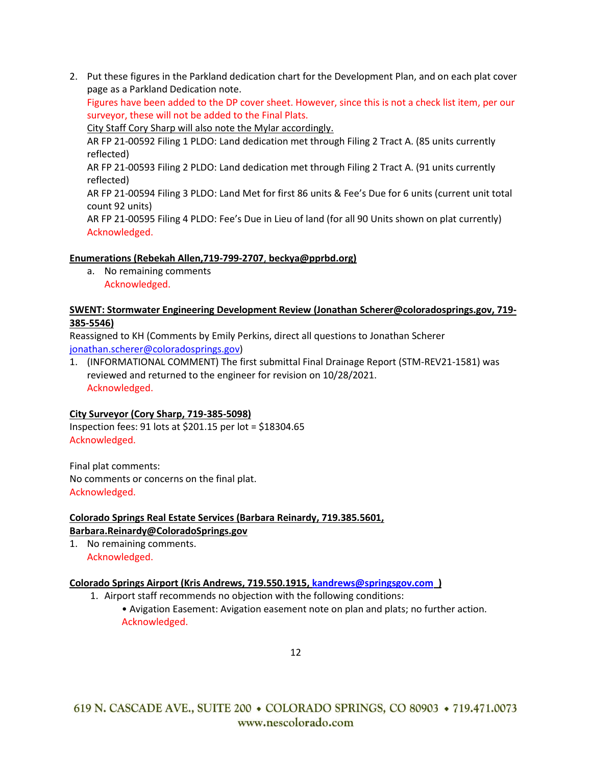2. Put these figures in the Parkland dedication chart for the Development Plan, and on each plat cover page as a Parkland Dedication note.
   Figures have been added to the DP cover sheet. However, since this is not a check list item, per our surveyor, these will not be added to the Final Plats.
   City Staff Cory Sharp will also note the Mylar accordingly.
   AR FP 21-00592 Filing 1 PLDO: Land dedication met through Filing 2 Tract A. (85 units currently reflected)
   AR FP 21-00593 Filing 2 PLDO: Land dedication met through Filing 2 Tract A. (91 units currently reflected)
   AR FP 21-00594 Filing 3 PLDO: Land Met for first 86 units & Fee's Due for 6 units (current unit total count 92 units)
   AR FP 21-00595 Filing 4 PLDO: Fee's Due in Lieu of land (for all 90 Units shown on plat currently)
   Acknowledged.

**Enumerations (Rebekah Allen,719-799-2707, beckya@pprbd.org)**

a. No remaining comments
   Acknowledged.

**SWENT: Stormwater Engineering Development Review (Jonathan Scherer@coloradosprings.gov, 719-385-5546)**

Reassigned to KH (Comments by Emily Perkins, direct all questions to Jonathan Scherer jonathan.scherer@coloradosprings.gov)

1. (INFORMATIONAL COMMENT) The first submittal Final Drainage Report (STM-REV21-1581) was reviewed and returned to the engineer for revision on 10/28/2021.
   Acknowledged.

**City Surveyor (Cory Sharp, 719-385-5098)**

Inspection fees: 91 lots at $201.15 per lot = $18304.65
Acknowledged.

Final plat comments:
No comments or concerns on the final plat.
Acknowledged.

**Colorado Springs Real Estate Services (Barbara Reinardy, 719.385.5601, Barbara.Reinardy@ColoradoSprings.gov**

1. No remaining comments.
   Acknowledged.

**Colorado Springs Airport (Kris Andrews, 719.550.1915, kandrews@springsgov.com )**

1. Airport staff recommends no objection with the following conditions:
   - Avigation Easement: Avigation easement note on plan and plats; no further action.
     Acknowledged.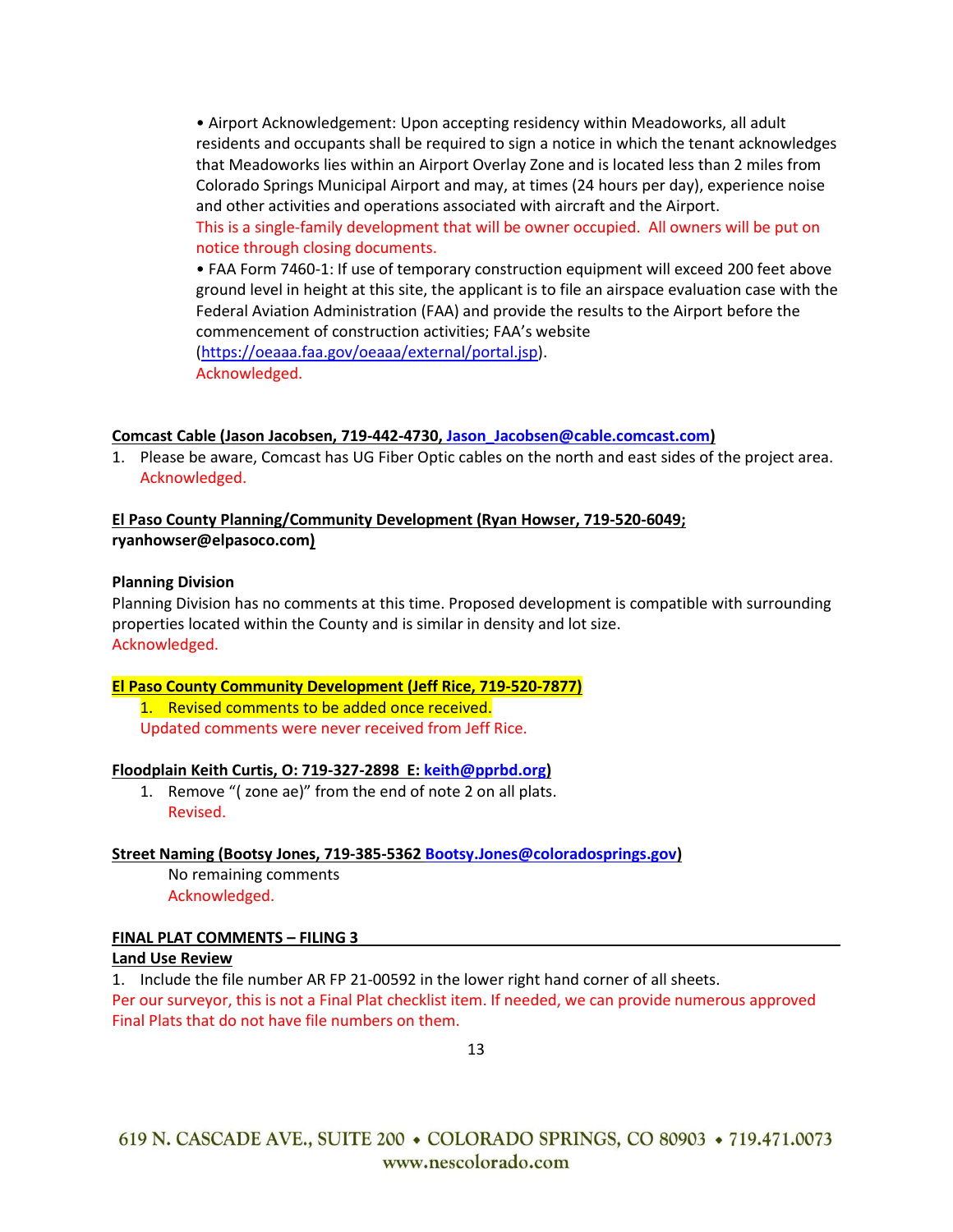• Airport Acknowledgement: Upon accepting residency within Meadoworks, all adult residents and occupants shall be required to sign a notice in which the tenant acknowledges that Meadoworks lies within an Airport Overlay Zone and is located less than 2 miles from Colorado Springs Municipal Airport and may, at times (24 hours per day), experience noise and other activities and operations associated with aircraft and the Airport.
This is a single-family development that will be owner occupied. All owners will be put on notice through closing documents.

• FAA Form 7460-1: If use of temporary construction equipment will exceed 200 feet above ground level in height at this site, the applicant is to file an airspace evaluation case with the Federal Aviation Administration (FAA) and provide the results to the Airport before the commencement of construction activities; FAA's website (https://oeaaa.faa.gov/oeaaa/external/portal.jsp).
Acknowledged.

**Comcast Cable (Jason Jacobsen, 719-442-4730, Jason_Jacobsen@cable.comcast.com)**

1. Please be aware, Comcast has UG Fiber Optic cables on the north and east sides of the project area.
Acknowledged.

**El Paso County Planning/Community Development (Ryan Howser, 719-520-6049; ryanhowser@elpasoco.com)**

**Planning Division**

Planning Division has no comments at this time. Proposed development is compatible with surrounding properties located within the County and is similar in density and lot size.
Acknowledged.

**El Paso County Community Development (Jeff Rice, 719-520-7877)**

1. Revised comments to be added once received.
Updated comments were never received from Jeff Rice.

**Floodplain Keith Curtis, O: 719-327-2898 E: keith@pprbd.org)**

1. Remove "( zone ae)" from the end of note 2 on all plats.
Revised.

**Street Naming (Bootsy Jones, 719-385-5362 Bootsy.Jones@coloradosprings.gov)**

No remaining comments
Acknowledged.

**FINAL PLAT COMMENTS – FILING 3**

**Land Use Review**

1. Include the file number AR FP 21-00592 in the lower right hand corner of all sheets.
Per our surveyor, this is not a Final Plat checklist item. If needed, we can provide numerous approved Final Plats that do not have file numbers on them.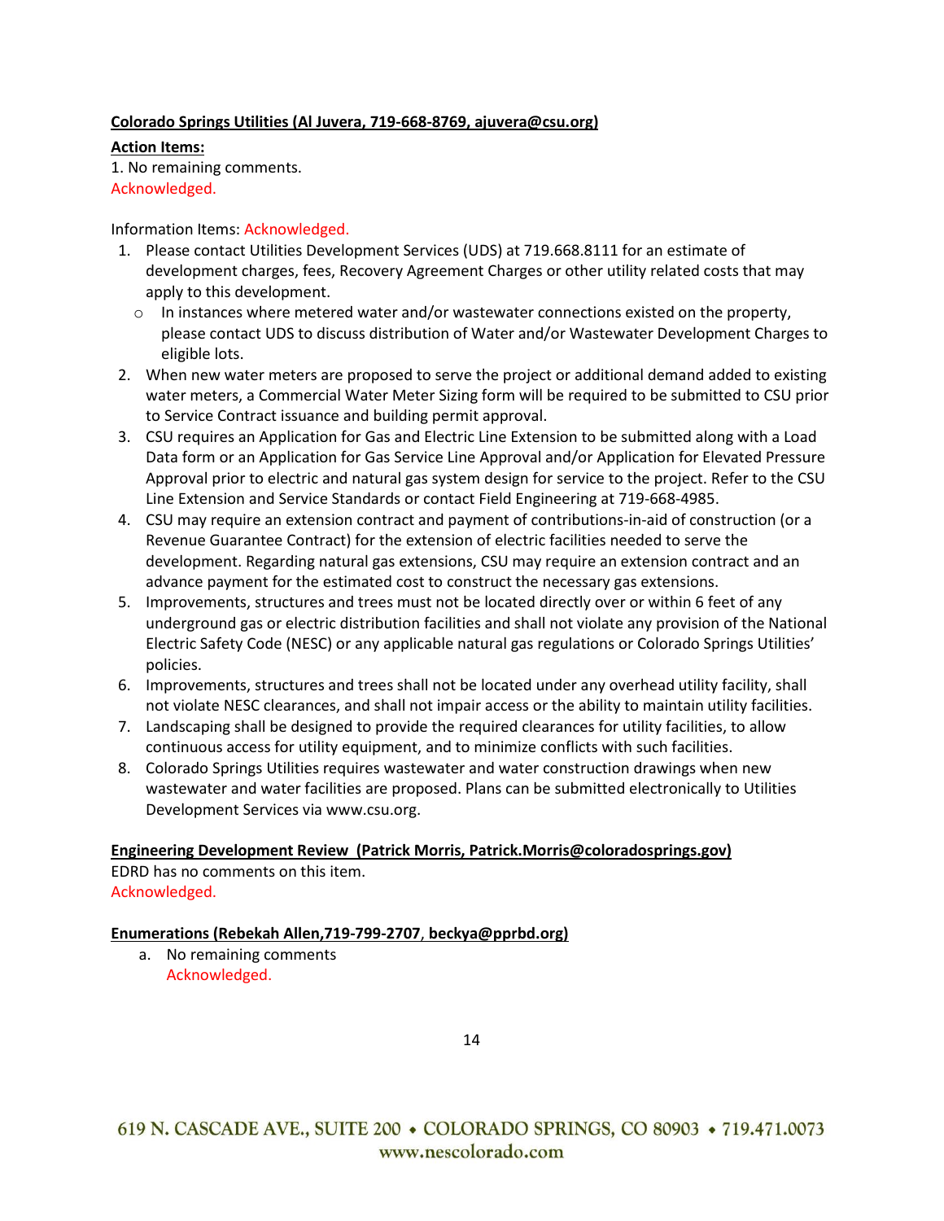**Colorado Springs Utilities (Al Juvera, 719-668-8769, ajuvera@csu.org)**

**Action Items:**

1. No remaining comments.

Acknowledged.

Information Items: Acknowledged.

1. Please contact Utilities Development Services (UDS) at 719.668.8111 for an estimate of development charges, fees, Recovery Agreement Charges or other utility related costs that may apply to this development.
   - In instances where metered water and/or wastewater connections existed on the property, please contact UDS to discuss distribution of Water and/or Wastewater Development Charges to eligible lots.
2. When new water meters are proposed to serve the project or additional demand added to existing water meters, a Commercial Water Meter Sizing form will be required to be submitted to CSU prior to Service Contract issuance and building permit approval.
3. CSU requires an Application for Gas and Electric Line Extension to be submitted along with a Load Data form or an Application for Gas Service Line Approval and/or Application for Elevated Pressure Approval prior to electric and natural gas system design for service to the project. Refer to the CSU Line Extension and Service Standards or contact Field Engineering at 719-668-4985.
4. CSU may require an extension contract and payment of contributions-in-aid of construction (or a Revenue Guarantee Contract) for the extension of electric facilities needed to serve the development. Regarding natural gas extensions, CSU may require an extension contract and an advance payment for the estimated cost to construct the necessary gas extensions.
5. Improvements, structures and trees must not be located directly over or within 6 feet of any underground gas or electric distribution facilities and shall not violate any provision of the National Electric Safety Code (NESC) or any applicable natural gas regulations or Colorado Springs Utilities' policies.
6. Improvements, structures and trees shall not be located under any overhead utility facility, shall not violate NESC clearances, and shall not impair access or the ability to maintain utility facilities.
7. Landscaping shall be designed to provide the required clearances for utility facilities, to allow continuous access for utility equipment, and to minimize conflicts with such facilities.
8. Colorado Springs Utilities requires wastewater and water construction drawings when new wastewater and water facilities are proposed. Plans can be submitted electronically to Utilities Development Services via www.csu.org.

**Engineering Development Review (Patrick Morris, Patrick.Morris@coloradosprings.gov)**

EDRD has no comments on this item.

Acknowledged.

**Enumerations (Rebekah Allen,719-799-2707, beckya@pprbd.org)**

a. No remaining comments

   Acknowledged.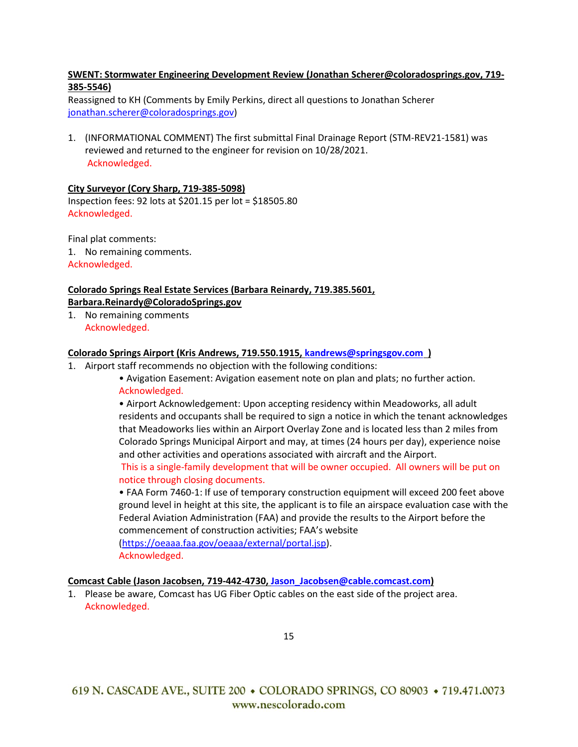**SWENT: Stormwater Engineering Development Review (Jonathan Scherer@coloradosprings.gov, 719-385-5546)**

Reassigned to KH (Comments by Emily Perkins, direct all questions to Jonathan Scherer jonathan.scherer@coloradosprings.gov)

1. (INFORMATIONAL COMMENT) The first submittal Final Drainage Report (STM-REV21-1581) was reviewed and returned to the engineer for revision on 10/28/2021.
   Acknowledged.

**City Surveyor (Cory Sharp, 719-385-5098)**

Inspection fees: 92 lots at $201.15 per lot = $18505.80
Acknowledged.

Final plat comments:

1. No remaining comments.

Acknowledged.

**Colorado Springs Real Estate Services (Barbara Reinardy, 719.385.5601, Barbara.Reinardy@ColoradoSprings.gov**

1. No remaining comments
   Acknowledged.

**Colorado Springs Airport (Kris Andrews, 719.550.1915, kandrews@springsgov.com )**

1. Airport staff recommends no objection with the following conditions:
   - Avigation Easement: Avigation easement note on plan and plats; no further action.
     Acknowledged.
   - Airport Acknowledgement: Upon accepting residency within Meadoworks, all adult residents and occupants shall be required to sign a notice in which the tenant acknowledges that Meadoworks lies within an Airport Overlay Zone and is located less than 2 miles from Colorado Springs Municipal Airport and may, at times (24 hours per day), experience noise and other activities and operations associated with aircraft and the Airport.
     This is a single-family development that will be owner occupied. All owners will be put on notice through closing documents.
   - FAA Form 7460-1: If use of temporary construction equipment will exceed 200 feet above ground level in height at this site, the applicant is to file an airspace evaluation case with the Federal Aviation Administration (FAA) and provide the results to the Airport before the commencement of construction activities; FAA's website (https://oeaaa.faa.gov/oeaaa/external/portal.jsp).
     Acknowledged.

**Comcast Cable (Jason Jacobsen, 719-442-4730, Jason_Jacobsen@cable.comcast.com)**

1. Please be aware, Comcast has UG Fiber Optic cables on the east side of the project area.
   Acknowledged.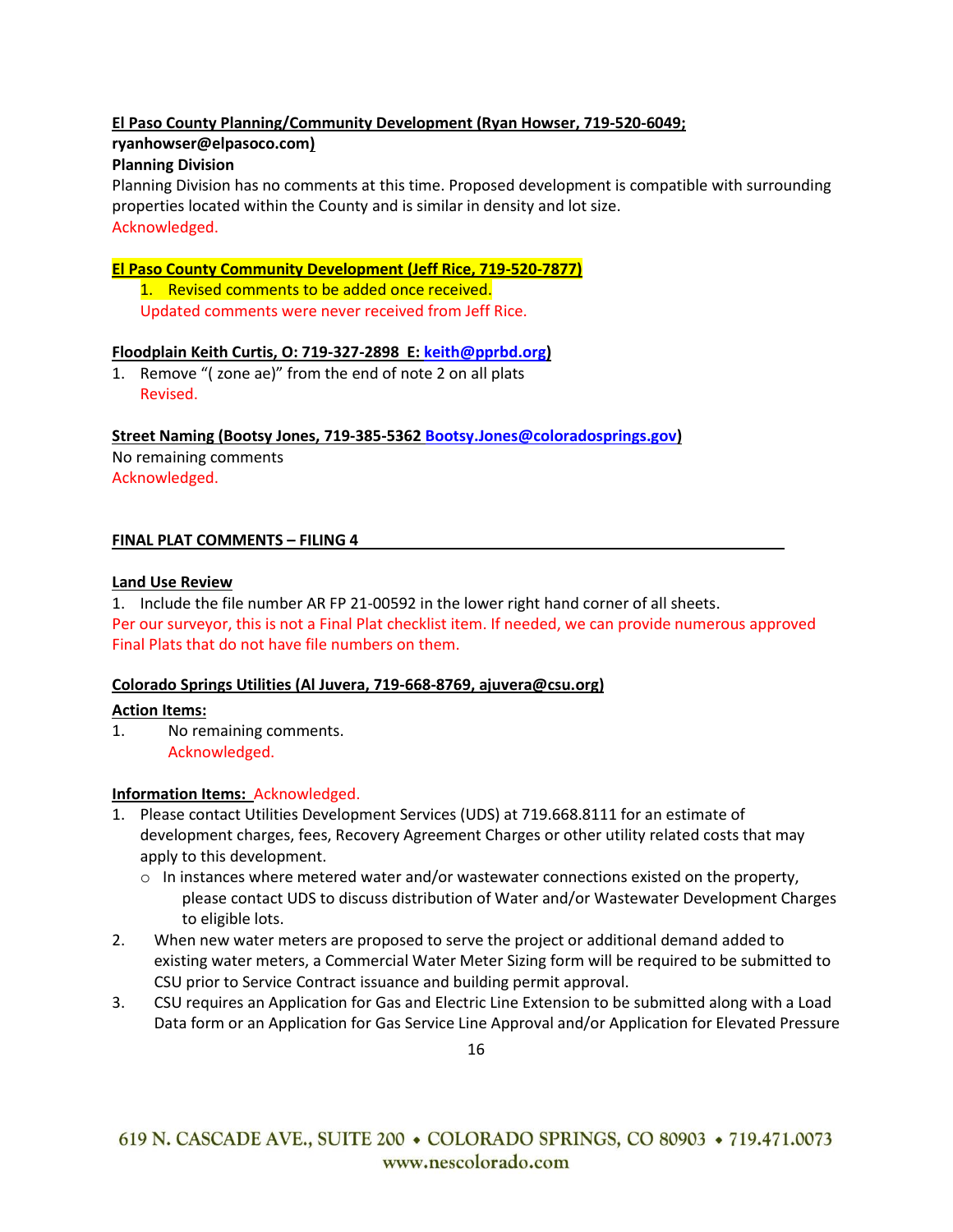**El Paso County Planning/Community Development (Ryan Howser, 719-520-6049; ryanhowser@elpasoco.com)**

**Planning Division**

Planning Division has no comments at this time. Proposed development is compatible with surrounding properties located within the County and is similar in density and lot size.

Acknowledged.

**El Paso County Community Development (Jeff Rice, 719-520-7877)**

1. Revised comments to be added once received.
   Updated comments were never received from Jeff Rice.

**Floodplain Keith Curtis, O: 719-327-2898 E: keith@pprbd.org)**

1. Remove "( zone ae)" from the end of note 2 on all plats
   Revised.

**Street Naming (Bootsy Jones, 719-385-5362 Bootsy.Jones@coloradosprings.gov)**

No remaining comments

Acknowledged.

**FINAL PLAT COMMENTS – FILING 4**

**Land Use Review**

1. Include the file number AR FP 21-00592 in the lower right hand corner of all sheets.

Per our surveyor, this is not a Final Plat checklist item. If needed, we can provide numerous approved Final Plats that do not have file numbers on them.

**Colorado Springs Utilities (Al Juvera, 719-668-8769, ajuvera@csu.org)**

**Action Items:**

1. No remaining comments.
   Acknowledged.

**Information Items:** Acknowledged.

1. Please contact Utilities Development Services (UDS) at 719.668.8111 for an estimate of development charges, fees, Recovery Agreement Charges or other utility related costs that may apply to this development.
   - In instances where metered water and/or wastewater connections existed on the property, please contact UDS to discuss distribution of Water and/or Wastewater Development Charges to eligible lots.
2. When new water meters are proposed to serve the project or additional demand added to existing water meters, a Commercial Water Meter Sizing form will be required to be submitted to CSU prior to Service Contract issuance and building permit approval.
3. CSU requires an Application for Gas and Electric Line Extension to be submitted along with a Load Data form or an Application for Gas Service Line Approval and/or Application for Elevated Pressure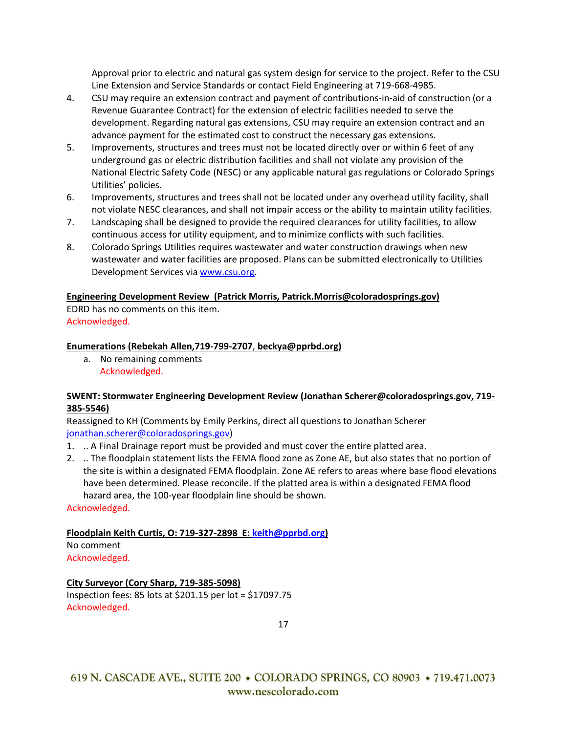Approval prior to electric and natural gas system design for service to the project. Refer to the CSU Line Extension and Service Standards or contact Field Engineering at 719-668-4985.

4. CSU may require an extension contract and payment of contributions-in-aid of construction (or a Revenue Guarantee Contract) for the extension of electric facilities needed to serve the development. Regarding natural gas extensions, CSU may require an extension contract and an advance payment for the estimated cost to construct the necessary gas extensions.
5. Improvements, structures and trees must not be located directly over or within 6 feet of any underground gas or electric distribution facilities and shall not violate any provision of the National Electric Safety Code (NESC) or any applicable natural gas regulations or Colorado Springs Utilities' policies.
6. Improvements, structures and trees shall not be located under any overhead utility facility, shall not violate NESC clearances, and shall not impair access or the ability to maintain utility facilities.
7. Landscaping shall be designed to provide the required clearances for utility facilities, to allow continuous access for utility equipment, and to minimize conflicts with such facilities.
8. Colorado Springs Utilities requires wastewater and water construction drawings when new wastewater and water facilities are proposed. Plans can be submitted electronically to Utilities Development Services via [www.csu.org](http://www.csu.org).

**Engineering Development Review (Patrick Morris, Patrick.Morris@coloradosprings.gov)**

EDRD has no comments on this item.

Acknowledged.

**Enumerations (Rebekah Allen,719-799-2707, beckya@pprbd.org)**

a. No remaining comments
   Acknowledged.

**SWENT: Stormwater Engineering Development Review (Jonathan Scherer@coloradosprings.gov, 719-385-5546)**

Reassigned to KH (Comments by Emily Perkins, direct all questions to Jonathan Scherer [jonathan.scherer@coloradosprings.gov](mailto:jonathan.scherer@coloradosprings.gov))

1. .. A Final Drainage report must be provided and must cover the entire platted area.
2. .. The floodplain statement lists the FEMA flood zone as Zone AE, but also states that no portion of the site is within a designated FEMA floodplain. Zone AE refers to areas where base flood elevations have been determined. Please reconcile. If the platted area is within a designated FEMA flood hazard area, the 100-year floodplain line should be shown.

Acknowledged.

**Floodplain Keith Curtis, O: 719-327-2898 E: [keith@pprbd.org](mailto:keith@pprbd.org))**

No comment

Acknowledged.

**City Surveyor (Cory Sharp, 719-385-5098)**

Inspection fees: 85 lots at $201.15 per lot = $17097.75

Acknowledged.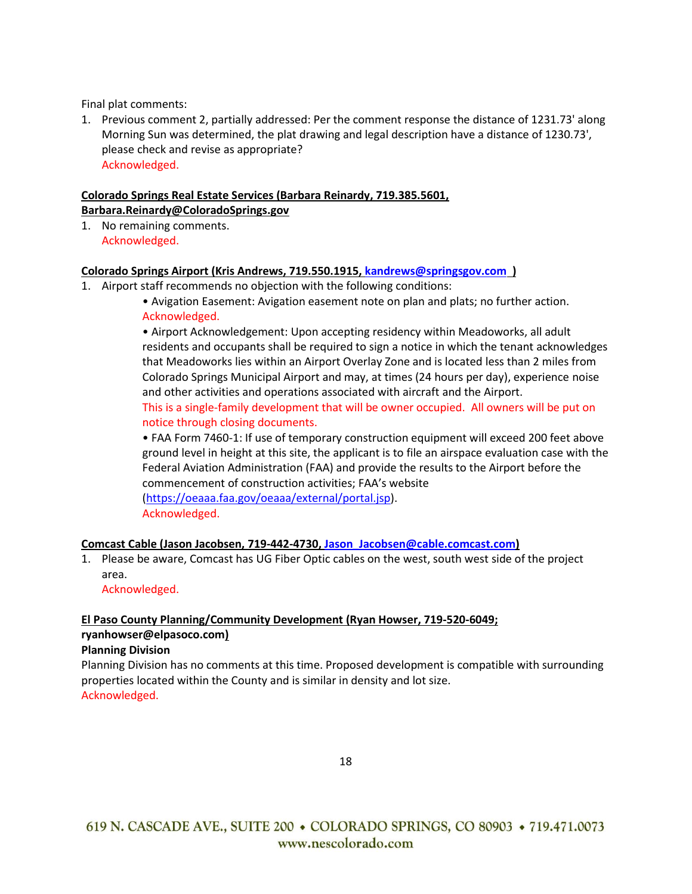Final plat comments:

1. Previous comment 2, partially addressed: Per the comment response the distance of 1231.73' along Morning Sun was determined, the plat drawing and legal description have a distance of 1230.73', please check and revise as appropriate?
   Acknowledged.

**Colorado Springs Real Estate Services (Barbara Reinardy, 719.385.5601, Barbara.Reinardy@ColoradoSprings.gov**

1. No remaining comments.
   Acknowledged.

**Colorado Springs Airport (Kris Andrews, 719.550.1915, kandrews@springsgov.com )**

1. Airport staff recommends no objection with the following conditions:
   - Avigation Easement: Avigation easement note on plan and plats; no further action.
     Acknowledged.
   - Airport Acknowledgement: Upon accepting residency within Meadoworks, all adult residents and occupants shall be required to sign a notice in which the tenant acknowledges that Meadoworks lies within an Airport Overlay Zone and is located less than 2 miles from Colorado Springs Municipal Airport and may, at times (24 hours per day), experience noise and other activities and operations associated with aircraft and the Airport.
     This is a single-family development that will be owner occupied. All owners will be put on notice through closing documents.
   - FAA Form 7460-1: If use of temporary construction equipment will exceed 200 feet above ground level in height at this site, the applicant is to file an airspace evaluation case with the Federal Aviation Administration (FAA) and provide the results to the Airport before the commencement of construction activities; FAA's website (https://oeaaa.faa.gov/oeaaa/external/portal.jsp).
     Acknowledged.

**Comcast Cable (Jason Jacobsen, 719-442-4730, Jason_Jacobsen@cable.comcast.com)**

1. Please be aware, Comcast has UG Fiber Optic cables on the west, south west side of the project area.
   Acknowledged.

**El Paso County Planning/Community Development (Ryan Howser, 719-520-6049; ryanhowser@elpasoco.com)**

**Planning Division**

Planning Division has no comments at this time. Proposed development is compatible with surrounding properties located within the County and is similar in density and lot size.
Acknowledged.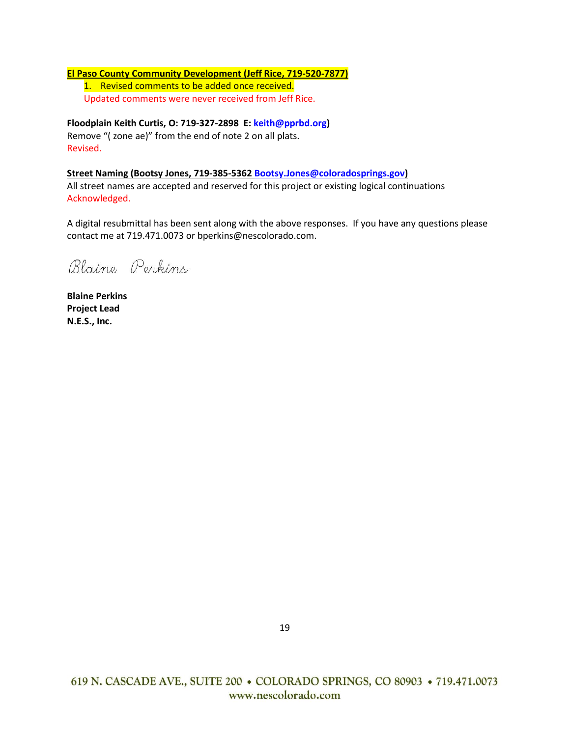**El Paso County Community Development (Jeff Rice, 719-520-7877)**

1. Revised comments to be added once received.

   Updated comments were never received from Jeff Rice.

**Floodplain Keith Curtis, O: 719-327-2898 E: keith@pprbd.org)**

Remove "( zone ae)" from the end of note 2 on all plats.

Revised.

**Street Naming (Bootsy Jones, 719-385-5362 Bootsy.Jones@coloradosprings.gov)**

All street names are accepted and reserved for this project or existing logical continuations

Acknowledged.

A digital resubmittal has been sent along with the above responses. If you have any questions please contact me at 719.471.0073 or bperkins@nescolorado.com.

*Blaine Perkins*

**Blaine Perkins**
**Project Lead**
**N.E.S., Inc.**

619 N. CASCADE AVE., SUITE 200 • COLORADO SPRINGS, CO 80903 • 719.471.0073
www.nescolorado.com